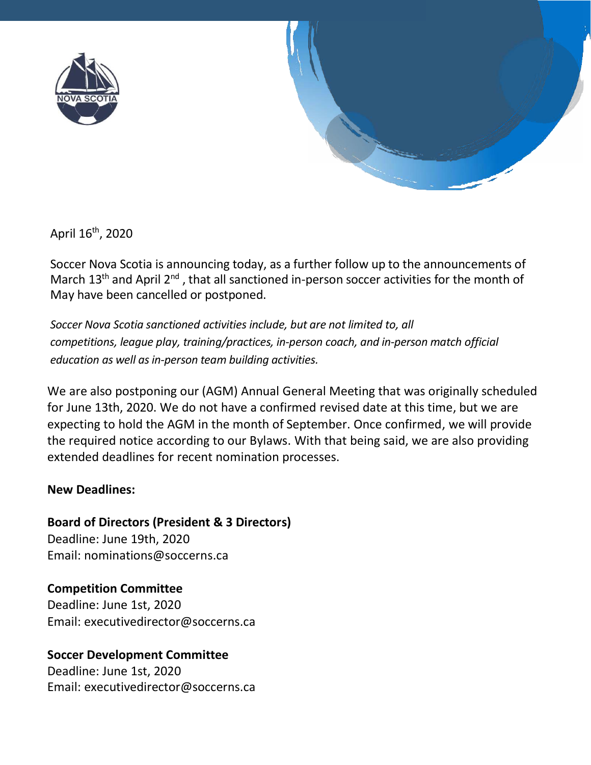April 16th, 2020

Soccer Nova Scotia is announcing today, as a further follow up to the announcements of March 13th and April 2nd, that all sanctioned in-person soccer activities for the month of May have been cancelled or postponed.

*Soccer Nova Scotia sanctioned activities include, but are not limited to, all competitions, league play, training/practices, in-person coach, and in-person match official education as well as in-person team building activities.*

We are also postponing our (AGM) Annual General Meeting that was originally scheduled for June 13th, 2020. We do not have a confirmed revised date at this time, but we are expecting to hold the AGM in the month of September. Once confirmed, we will provide the required notice according to our Bylaws. With that being said, we are also providing extended deadlines for recent nomination processes.

**New Deadlines:**

**Board of Directors (President & 3 Directors)**
Deadline: June 19th, 2020
Email: nominations@soccerns.ca

**Competition Committee**
Deadline: June 1st, 2020
Email: executivedirector@soccerns.ca

**Soccer Development Committee**
Deadline: June 1st, 2020
Email: executivedirector@soccerns.ca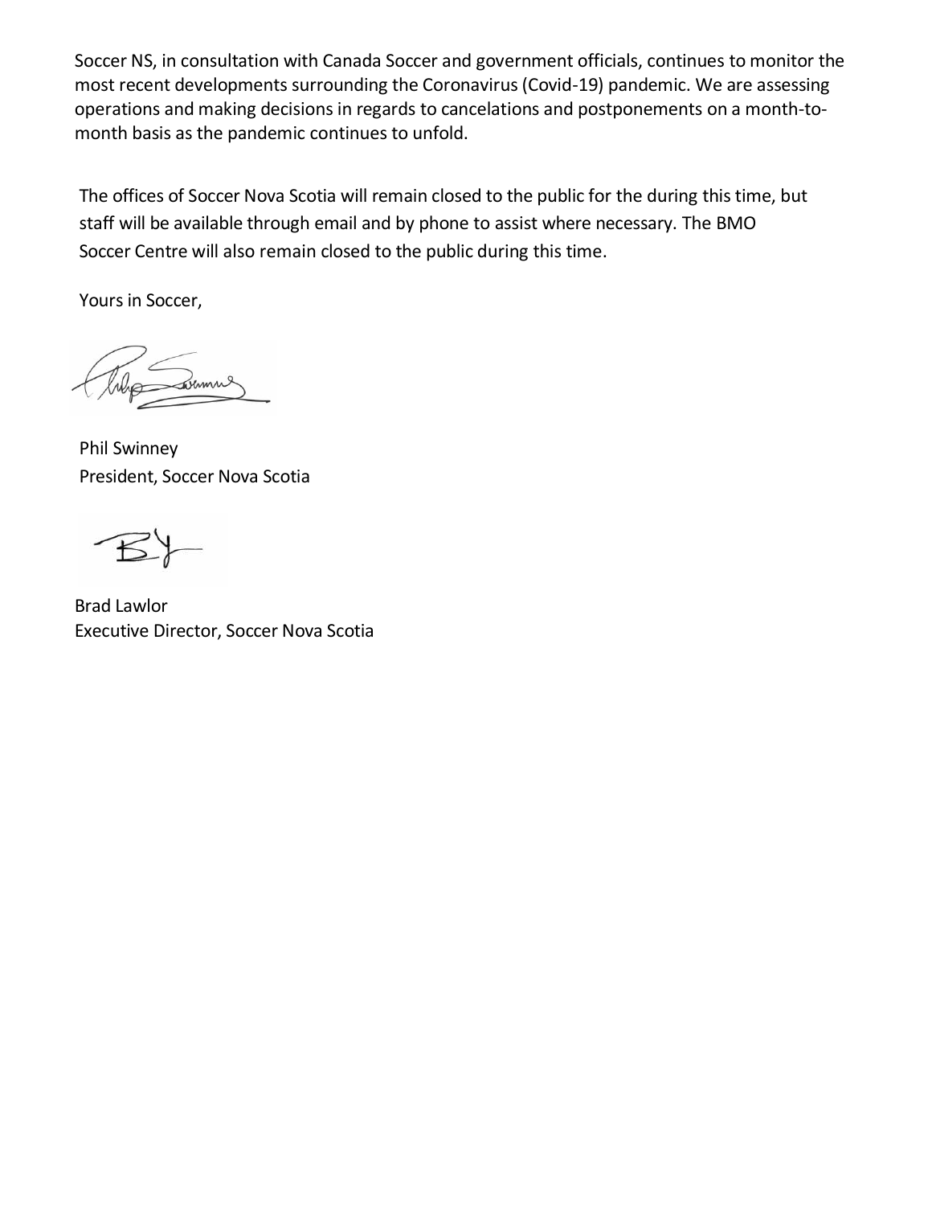Soccer NS, in consultation with Canada Soccer and government officials, continues to monitor the most recent developments surrounding the Coronavirus (Covid-19) pandemic. We are assessing operations and making decisions in regards to cancelations and postponements on a month-to-month basis as the pandemic continues to unfold.

The offices of Soccer Nova Scotia will remain closed to the public for the during this time, but staff will be available through email and by phone to assist where necessary. The BMO Soccer Centre will also remain closed to the public during this time.

Yours in Soccer,

Phil Swinney
President, Soccer Nova Scotia

Brad Lawlor
Executive Director, Soccer Nova Scotia